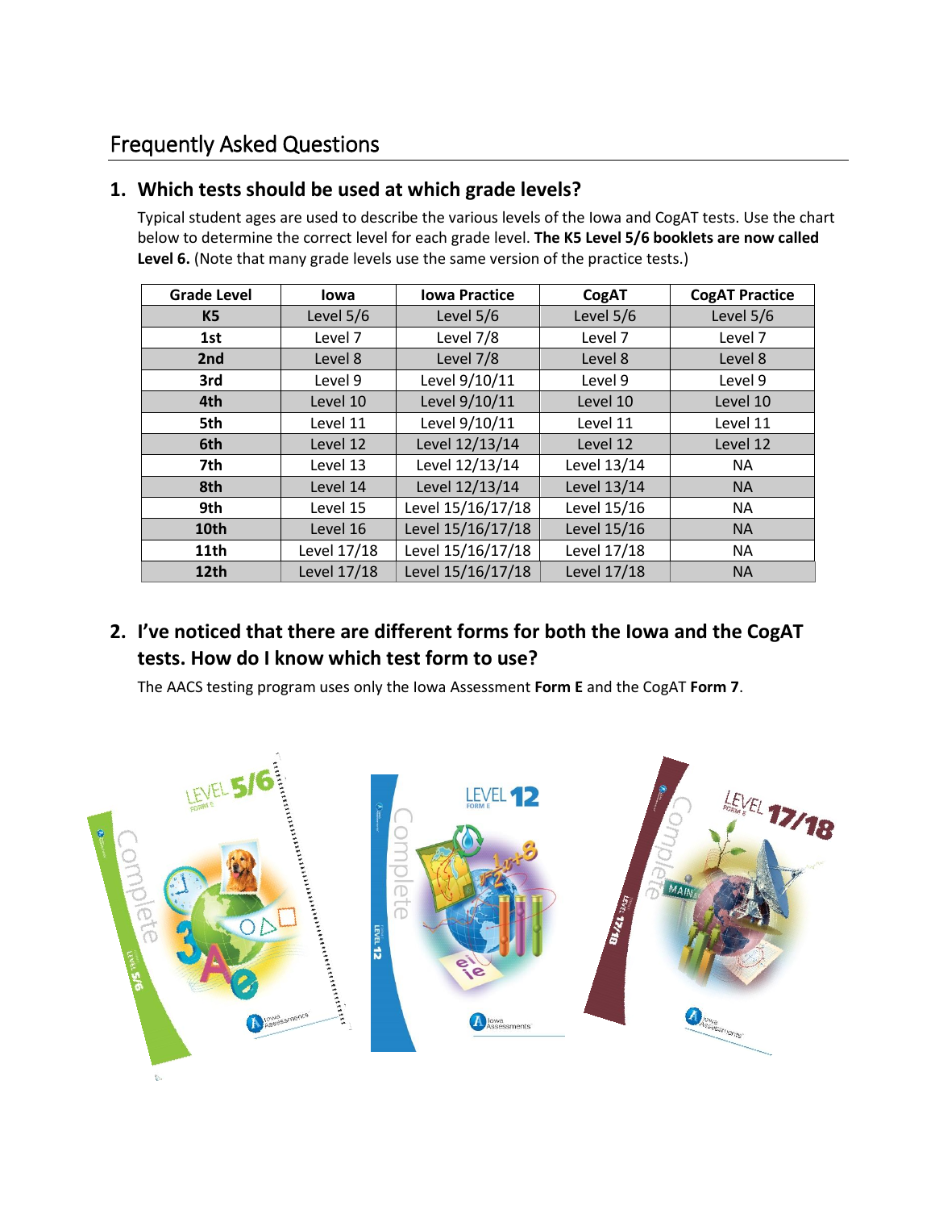# Frequently Asked Questions

## 1. Which tests should be used at which grade levels?

Typical student ages are used to describe the various levels of the Iowa and CogAT tests. Use the chart below to determine the correct level for each grade level. **The K5 Level 5/6 booklets are now called Level 6.** (Note that many grade levels use the same version of the practice tests.)

| Grade Level | Iowa | Iowa Practice | CogAT | CogAT Practice |
|---|---|---|---|---|
| **K5** | Level 5/6 | Level 5/6 | Level 5/6 | Level 5/6 |
| **1st** | Level 7 | Level 7/8 | Level 7 | Level 7 |
| **2nd** | Level 8 | Level 7/8 | Level 8 | Level 8 |
| **3rd** | Level 9 | Level 9/10/11 | Level 9 | Level 9 |
| **4th** | Level 10 | Level 9/10/11 | Level 10 | Level 10 |
| **5th** | Level 11 | Level 9/10/11 | Level 11 | Level 11 |
| **6th** | Level 12 | Level 12/13/14 | Level 12 | Level 12 |
| **7th** | Level 13 | Level 12/13/14 | Level 13/14 | NA |
| **8th** | Level 14 | Level 12/13/14 | Level 13/14 | NA |
| **9th** | Level 15 | Level 15/16/17/18 | Level 15/16 | NA |
| **10th** | Level 16 | Level 15/16/17/18 | Level 15/16 | NA |
| **11th** | Level 17/18 | Level 15/16/17/18 | Level 17/18 | NA |
| **12th** | Level 17/18 | Level 15/16/17/18 | Level 17/18 | NA |

## 2. I've noticed that there are different forms for both the Iowa and the CogAT tests. How do I know which test form to use?

The AACS testing program uses only the Iowa Assessment **Form E** and the CogAT **Form 7**.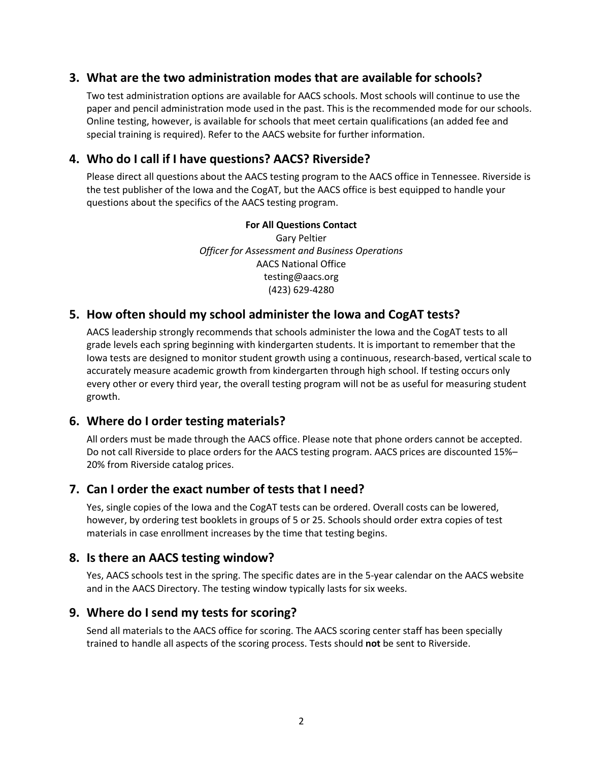## 3. What are the two administration modes that are available for schools?

Two test administration options are available for AACS schools. Most schools will continue to use the paper and pencil administration mode used in the past. This is the recommended mode for our schools. Online testing, however, is available for schools that meet certain qualifications (an added fee and special training is required). Refer to the AACS website for further information.

## 4. Who do I call if I have questions? AACS? Riverside?

Please direct all questions about the AACS testing program to the AACS office in Tennessee. Riverside is the test publisher of the Iowa and the CogAT, but the AACS office is best equipped to handle your questions about the specifics of the AACS testing program.

**For All Questions Contact**
Gary Peltier
*Officer for Assessment and Business Operations*
AACS National Office
testing@aacs.org
(423) 629-4280

## 5. How often should my school administer the Iowa and CogAT tests?

AACS leadership strongly recommends that schools administer the Iowa and the CogAT tests to all grade levels each spring beginning with kindergarten students. It is important to remember that the Iowa tests are designed to monitor student growth using a continuous, research-based, vertical scale to accurately measure academic growth from kindergarten through high school. If testing occurs only every other or every third year, the overall testing program will not be as useful for measuring student growth.

## 6. Where do I order testing materials?

All orders must be made through the AACS office. Please note that phone orders cannot be accepted. Do not call Riverside to place orders for the AACS testing program. AACS prices are discounted 15%–20% from Riverside catalog prices.

## 7. Can I order the exact number of tests that I need?

Yes, single copies of the Iowa and the CogAT tests can be ordered. Overall costs can be lowered, however, by ordering test booklets in groups of 5 or 25. Schools should order extra copies of test materials in case enrollment increases by the time that testing begins.

## 8. Is there an AACS testing window?

Yes, AACS schools test in the spring. The specific dates are in the 5-year calendar on the AACS website and in the AACS Directory. The testing window typically lasts for six weeks.

## 9. Where do I send my tests for scoring?

Send all materials to the AACS office for scoring. The AACS scoring center staff has been specially trained to handle all aspects of the scoring process. Tests should **not** be sent to Riverside.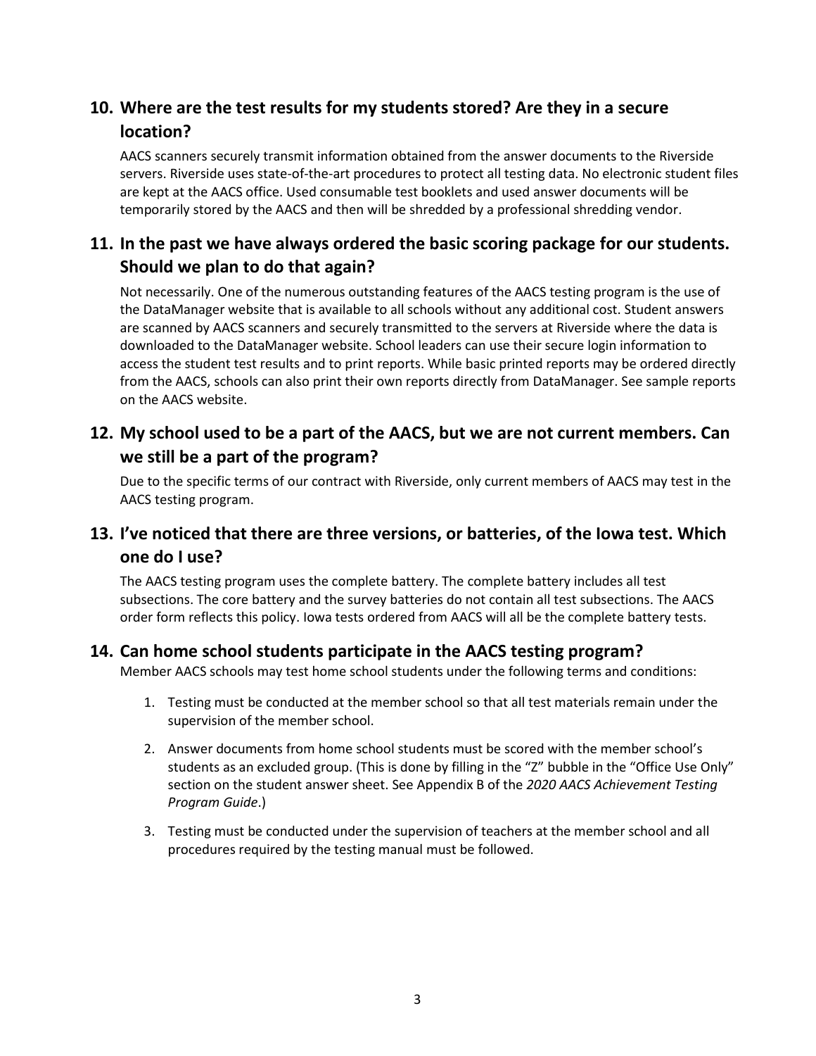## 10. Where are the test results for my students stored? Are they in a secure location?

AACS scanners securely transmit information obtained from the answer documents to the Riverside servers. Riverside uses state-of-the-art procedures to protect all testing data. No electronic student files are kept at the AACS office. Used consumable test booklets and used answer documents will be temporarily stored by the AACS and then will be shredded by a professional shredding vendor.

## 11. In the past we have always ordered the basic scoring package for our students. Should we plan to do that again?

Not necessarily. One of the numerous outstanding features of the AACS testing program is the use of the DataManager website that is available to all schools without any additional cost. Student answers are scanned by AACS scanners and securely transmitted to the servers at Riverside where the data is downloaded to the DataManager website. School leaders can use their secure login information to access the student test results and to print reports. While basic printed reports may be ordered directly from the AACS, schools can also print their own reports directly from DataManager. See sample reports on the AACS website.

## 12. My school used to be a part of the AACS, but we are not current members. Can we still be a part of the program?

Due to the specific terms of our contract with Riverside, only current members of AACS may test in the AACS testing program.

## 13. I've noticed that there are three versions, or batteries, of the Iowa test. Which one do I use?

The AACS testing program uses the complete battery. The complete battery includes all test subsections. The core battery and the survey batteries do not contain all test subsections. The AACS order form reflects this policy. Iowa tests ordered from AACS will all be the complete battery tests.

## 14. Can home school students participate in the AACS testing program?

Member AACS schools may test home school students under the following terms and conditions:

1. Testing must be conducted at the member school so that all test materials remain under the supervision of the member school.
2. Answer documents from home school students must be scored with the member school's students as an excluded group. (This is done by filling in the "Z" bubble in the "Office Use Only" section on the student answer sheet. See Appendix B of the *2020 AACS Achievement Testing Program Guide*.)
3. Testing must be conducted under the supervision of teachers at the member school and all procedures required by the testing manual must be followed.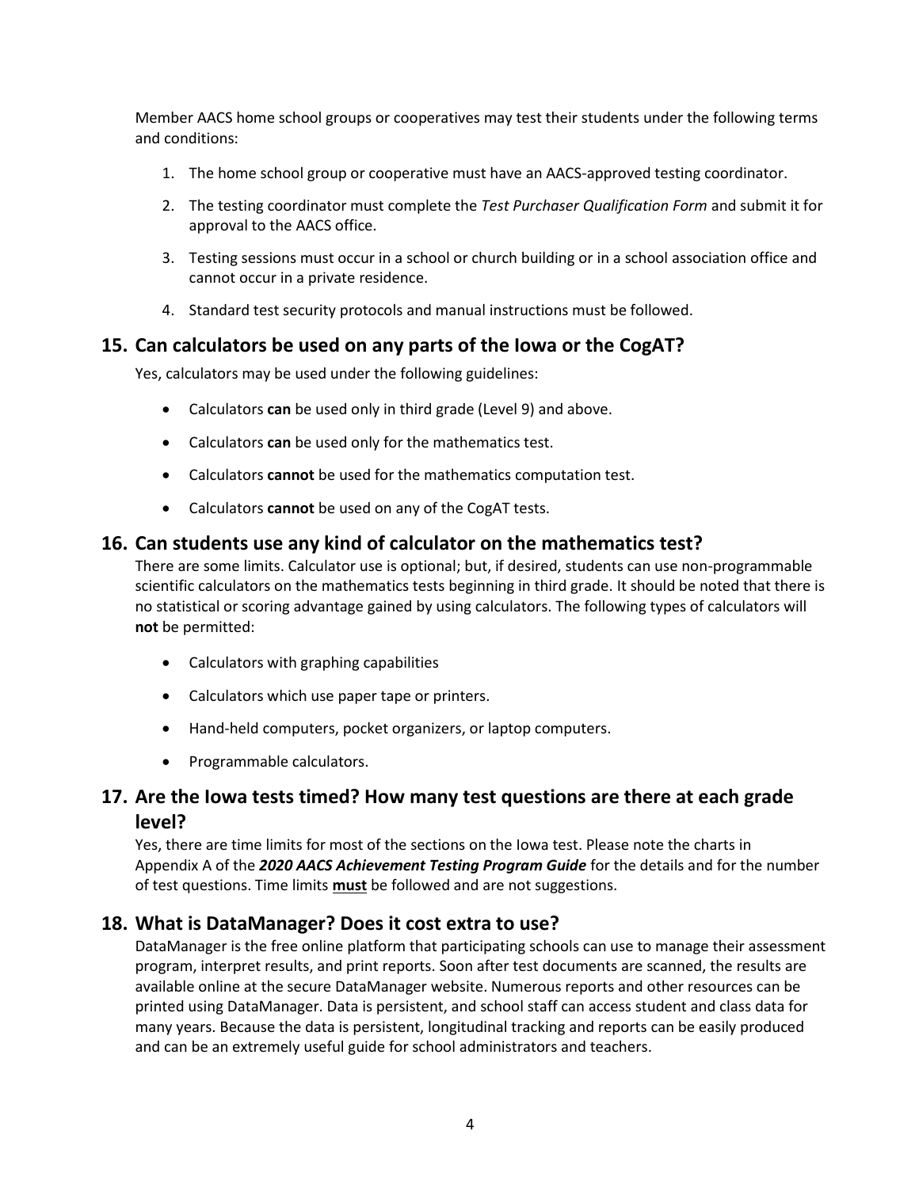Member AACS home school groups or cooperatives may test their students under the following terms and conditions:

1. The home school group or cooperative must have an AACS-approved testing coordinator.
2. The testing coordinator must complete the *Test Purchaser Qualification Form* and submit it for approval to the AACS office.
3. Testing sessions must occur in a school or church building or in a school association office and cannot occur in a private residence.
4. Standard test security protocols and manual instructions must be followed.

## 15. Can calculators be used on any parts of the Iowa or the CogAT?

Yes, calculators may be used under the following guidelines:

- Calculators **can** be used only in third grade (Level 9) and above.
- Calculators **can** be used only for the mathematics test.
- Calculators **cannot** be used for the mathematics computation test.
- Calculators **cannot** be used on any of the CogAT tests.

## 16. Can students use any kind of calculator on the mathematics test?

There are some limits. Calculator use is optional; but, if desired, students can use non-programmable scientific calculators on the mathematics tests beginning in third grade. It should be noted that there is no statistical or scoring advantage gained by using calculators. The following types of calculators will **not** be permitted:

- Calculators with graphing capabilities
- Calculators which use paper tape or printers.
- Hand-held computers, pocket organizers, or laptop computers.
- Programmable calculators.

## 17. Are the Iowa tests timed? How many test questions are there at each grade level?

Yes, there are time limits for most of the sections on the Iowa test. Please note the charts in Appendix A of the ***2020 AACS Achievement Testing Program Guide*** for the details and for the number of test questions. Time limits **must** be followed and are not suggestions.

## 18. What is DataManager? Does it cost extra to use?

DataManager is the free online platform that participating schools can use to manage their assessment program, interpret results, and print reports. Soon after test documents are scanned, the results are available online at the secure DataManager website. Numerous reports and other resources can be printed using DataManager. Data is persistent, and school staff can access student and class data for many years. Because the data is persistent, longitudinal tracking and reports can be easily produced and can be an extremely useful guide for school administrators and teachers.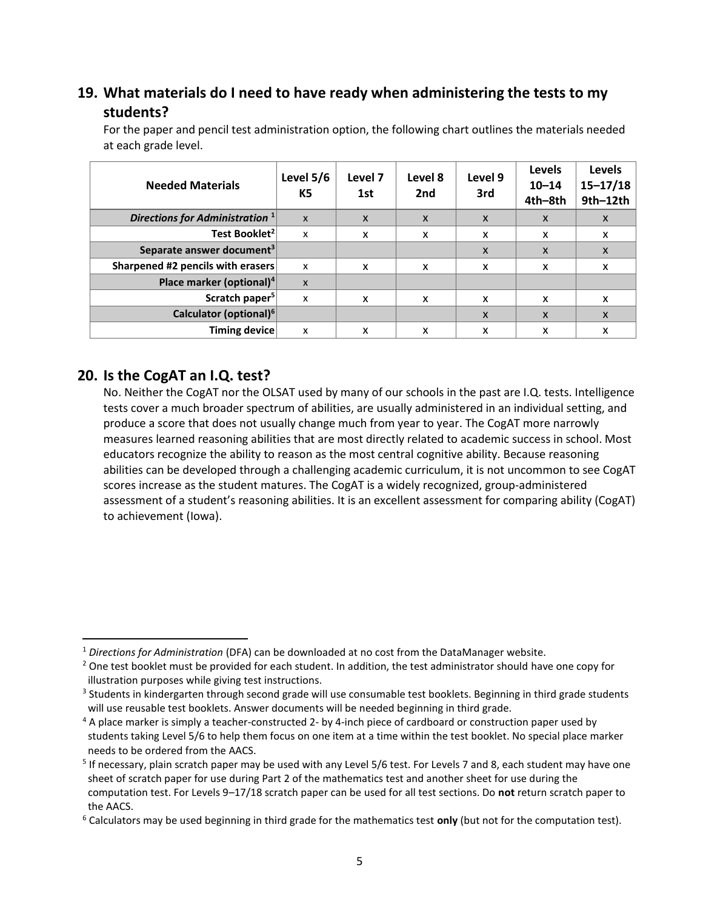## 19. What materials do I need to have ready when administering the tests to my students?

For the paper and pencil test administration option, the following chart outlines the materials needed at each grade level.

| Needed Materials | Level 5/6 K5 | Level 7 1st | Level 8 2nd | Level 9 3rd | Levels 10–14 4th–8th | Levels 15–17/18 9th–12th |
|---|---|---|---|---|---|---|
| *Directions for Administration* [1] | x | x | x | x | x | x |
| Test Booklet[2] | x | x | x | x | x | x |
| Separate answer document[3] | | | | x | x | x |
| Sharpened #2 pencils with erasers | x | x | x | x | x | x |
| Place marker (optional)[4] | x | | | | | |
| Scratch paper[5] | x | x | x | x | x | x |
| Calculator (optional)[6] | | | | x | x | x |
| Timing device | x | x | x | x | x | x |

## 20. Is the CogAT an I.Q. test?

No. Neither the CogAT nor the OLSAT used by many of our schools in the past are I.Q. tests. Intelligence tests cover a much broader spectrum of abilities, are usually administered in an individual setting, and produce a score that does not usually change much from year to year. The CogAT more narrowly measures learned reasoning abilities that are most directly related to academic success in school. Most educators recognize the ability to reason as the most central cognitive ability. Because reasoning abilities can be developed through a challenging academic curriculum, it is not uncommon to see CogAT scores increase as the student matures. The CogAT is a widely recognized, group-administered assessment of a student's reasoning abilities. It is an excellent assessment for comparing ability (CogAT) to achievement (Iowa).

---

[1] *Directions for Administration* (DFA) can be downloaded at no cost from the DataManager website.

[2] One test booklet must be provided for each student. In addition, the test administrator should have one copy for illustration purposes while giving test instructions.

[3] Students in kindergarten through second grade will use consumable test booklets. Beginning in third grade students will use reusable test booklets. Answer documents will be needed beginning in third grade.

[4] A place marker is simply a teacher-constructed 2- by 4-inch piece of cardboard or construction paper used by students taking Level 5/6 to help them focus on one item at a time within the test booklet. No special place marker needs to be ordered from the AACS.

[5] If necessary, plain scratch paper may be used with any Level 5/6 test. For Levels 7 and 8, each student may have one sheet of scratch paper for use during Part 2 of the mathematics test and another sheet for use during the computation test. For Levels 9–17/18 scratch paper can be used for all test sections. Do **not** return scratch paper to the AACS.

[6] Calculators may be used beginning in third grade for the mathematics test **only** (but not for the computation test).